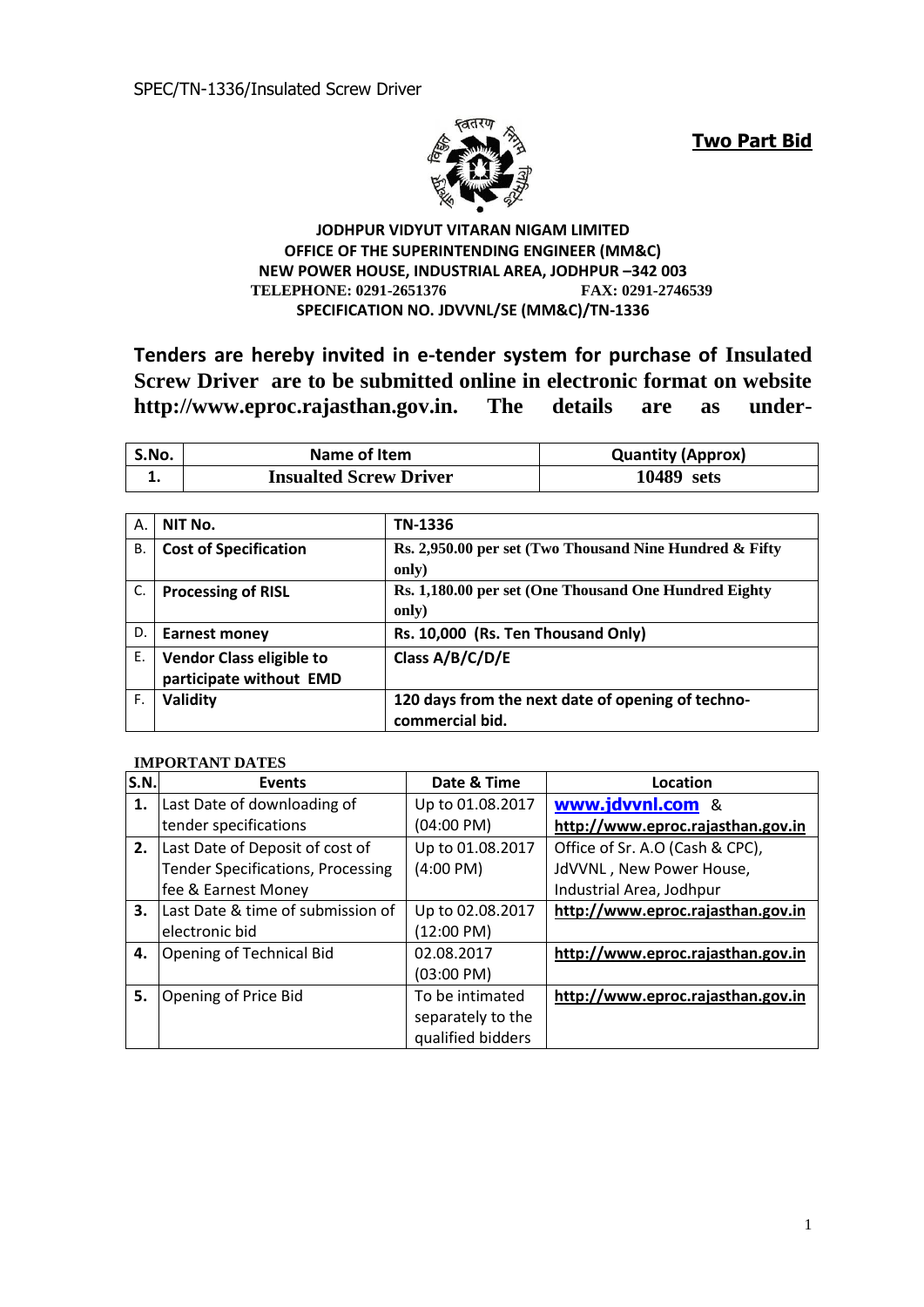SPEC/TN-1336/Insulated Screw Driver

**Two Part Bid**

**JODHPUR VIDYUT VITARAN NIGAM LIMITED**
**OFFICE OF THE SUPERINTENDING ENGINEER (MM&C)**
**NEW POWER HOUSE, INDUSTRIAL AREA, JODHPUR –342 003**
**TELEPHONE: 0291-2651376 FAX: 0291-2746539**
**SPECIFICATION NO. JDVVNL/SE (MM&C)/TN-1336**

**Tenders are hereby invited in e-tender system for purchase of Insulated Screw Driver are to be submitted online in electronic format on website http://www.eproc.rajasthan.gov.in. The details are as under-**

| S.No. | Name of Item | Quantity (Approx) |
|---|---|---|
| **1.** | **Insualted Screw Driver** | **10489 sets** |

| | | |
|---|---|---|
| A. | **NIT No.** | **TN-1336** |
| B. | **Cost of Specification** | **Rs. 2,950.00 per set (Two Thousand Nine Hundred & Fifty only)** |
| C. | **Processing of RISL** | **Rs. 1,180.00 per set (One Thousand One Hundred Eighty only)** |
| D. | **Earnest money** | **Rs. 10,000 (Rs. Ten Thousand Only)** |
| E. | **Vendor Class eligible to participate without EMD** | **Class A/B/C/D/E** |
| F. | **Validity** | **120 days from the next date of opening of techno-commercial bid.** |

**IMPORTANT DATES**

| S.N. | Events | Date & Time | Location |
|---|---|---|---|
| **1.** | Last Date of downloading of tender specifications | Up to 01.08.2017 (04:00 PM) | **www.jdvvnl.com** & **http://www.eproc.rajasthan.gov.in** |
| **2.** | Last Date of Deposit of cost of Tender Specifications, Processing fee & Earnest Money | Up to 01.08.2017 (4:00 PM) | Office of Sr. A.O (Cash & CPC), JdVVNL , New Power House, Industrial Area, Jodhpur |
| **3.** | Last Date & time of submission of electronic bid | Up to 02.08.2017 (12:00 PM) | **http://www.eproc.rajasthan.gov.in** |
| **4.** | Opening of Technical Bid | 02.08.2017 (03:00 PM) | **http://www.eproc.rajasthan.gov.in** |
| **5.** | Opening of Price Bid | To be intimated separately to the qualified bidders | **http://www.eproc.rajasthan.gov.in** |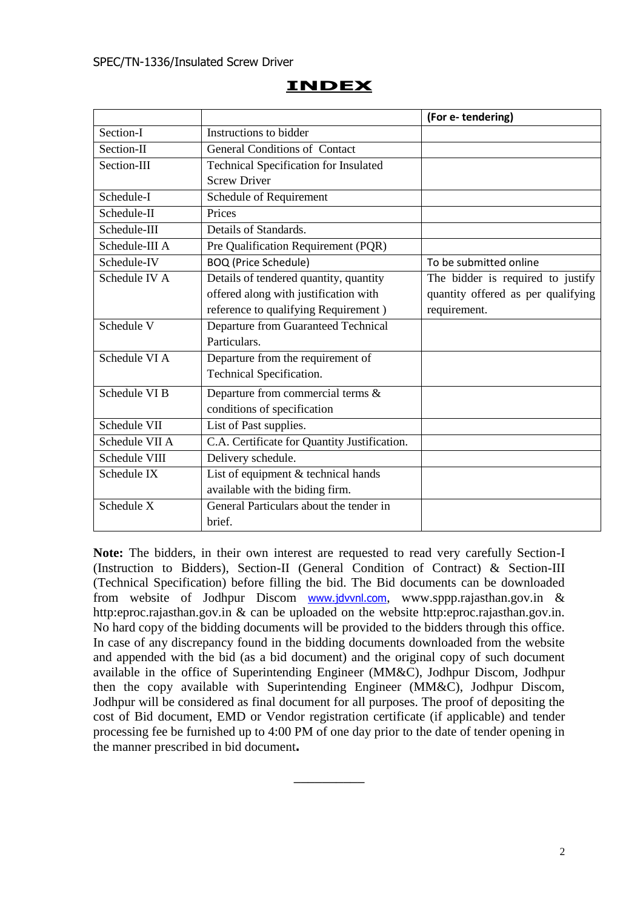# INDEX

| | | (For e- tendering) |
|---|---|---|
| Section-I | Instructions to bidder | |
| Section-II | General Conditions of Contact | |
| Section-III | Technical Specification for Insulated Screw Driver | |
| Schedule-I | Schedule of Requirement | |
| Schedule-II | Prices | |
| Schedule-III | Details of Standards. | |
| Schedule-III A | Pre Qualification Requirement (PQR) | |
| Schedule-IV | BOQ (Price Schedule) | To be submitted online |
| Schedule IV A | Details of tendered quantity, quantity offered along with justification with reference to qualifying Requirement ) | The bidder is required to justify quantity offered as per qualifying requirement. |
| Schedule V | Departure from Guaranteed Technical Particulars. | |
| Schedule VI A | Departure from the requirement of Technical Specification. | |
| Schedule VI B | Departure from commercial terms & conditions of specification | |
| Schedule VII | List of Past supplies. | |
| Schedule VII A | C.A. Certificate for Quantity Justification. | |
| Schedule VIII | Delivery schedule. | |
| Schedule IX | List of equipment & technical hands available with the biding firm. | |
| Schedule X | General Particulars about the tender in brief. | |

**Note:** The bidders, in their own interest are requested to read very carefully Section-I (Instruction to Bidders), Section-II (General Condition of Contract) & Section-III (Technical Specification) before filling the bid. The Bid documents can be downloaded from website of Jodhpur Discom www.jdvvnl.com, www.sppp.rajasthan.gov.in & http:eproc.rajasthan.gov.in & can be uploaded on the website http:eproc.rajasthan.gov.in. No hard copy of the bidding documents will be provided to the bidders through this office. In case of any discrepancy found in the bidding documents downloaded from the website and appended with the bid (as a bid document) and the original copy of such document available in the office of Superintending Engineer (MM&C), Jodhpur Discom, Jodhpur then the copy available with Superintending Engineer (MM&C), Jodhpur Discom, Jodhpur will be considered as final document for all purposes. The proof of depositing the cost of Bid document, EMD or Vendor registration certificate (if applicable) and tender processing fee be furnished up to 4:00 PM of one day prior to the date of tender opening in the manner prescribed in bid document**.**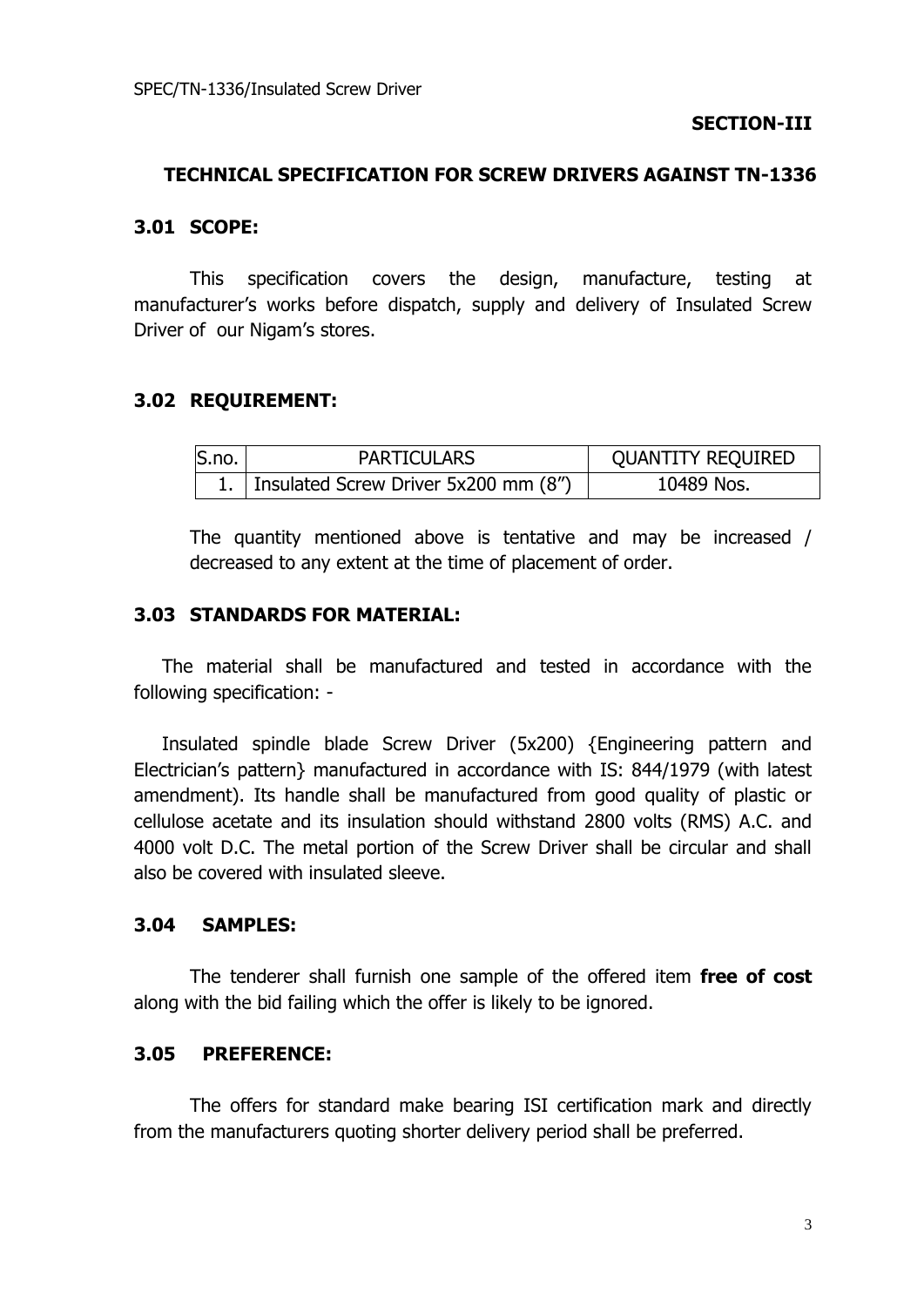## SECTION-III

## TECHNICAL SPECIFICATION FOR SCREW DRIVERS AGAINST TN-1336

### 3.01 SCOPE:

This specification covers the design, manufacture, testing at manufacturer's works before dispatch, supply and delivery of Insulated Screw Driver of our Nigam's stores.

### 3.02 REQUIREMENT:

| S.no. | PARTICULARS | QUANTITY REQUIRED |
|---|---|---|
| 1. | Insulated Screw Driver 5x200 mm (8") | 10489 Nos. |

The quantity mentioned above is tentative and may be increased / decreased to any extent at the time of placement of order.

### 3.03 STANDARDS FOR MATERIAL:

The material shall be manufactured and tested in accordance with the following specification: -

Insulated spindle blade Screw Driver (5x200) {Engineering pattern and Electrician's pattern} manufactured in accordance with IS: 844/1979 (with latest amendment). Its handle shall be manufactured from good quality of plastic or cellulose acetate and its insulation should withstand 2800 volts (RMS) A.C. and 4000 volt D.C. The metal portion of the Screw Driver shall be circular and shall also be covered with insulated sleeve.

### 3.04 SAMPLES:

The tenderer shall furnish one sample of the offered item **free of cost** along with the bid failing which the offer is likely to be ignored.

### 3.05 PREFERENCE:

The offers for standard make bearing ISI certification mark and directly from the manufacturers quoting shorter delivery period shall be preferred.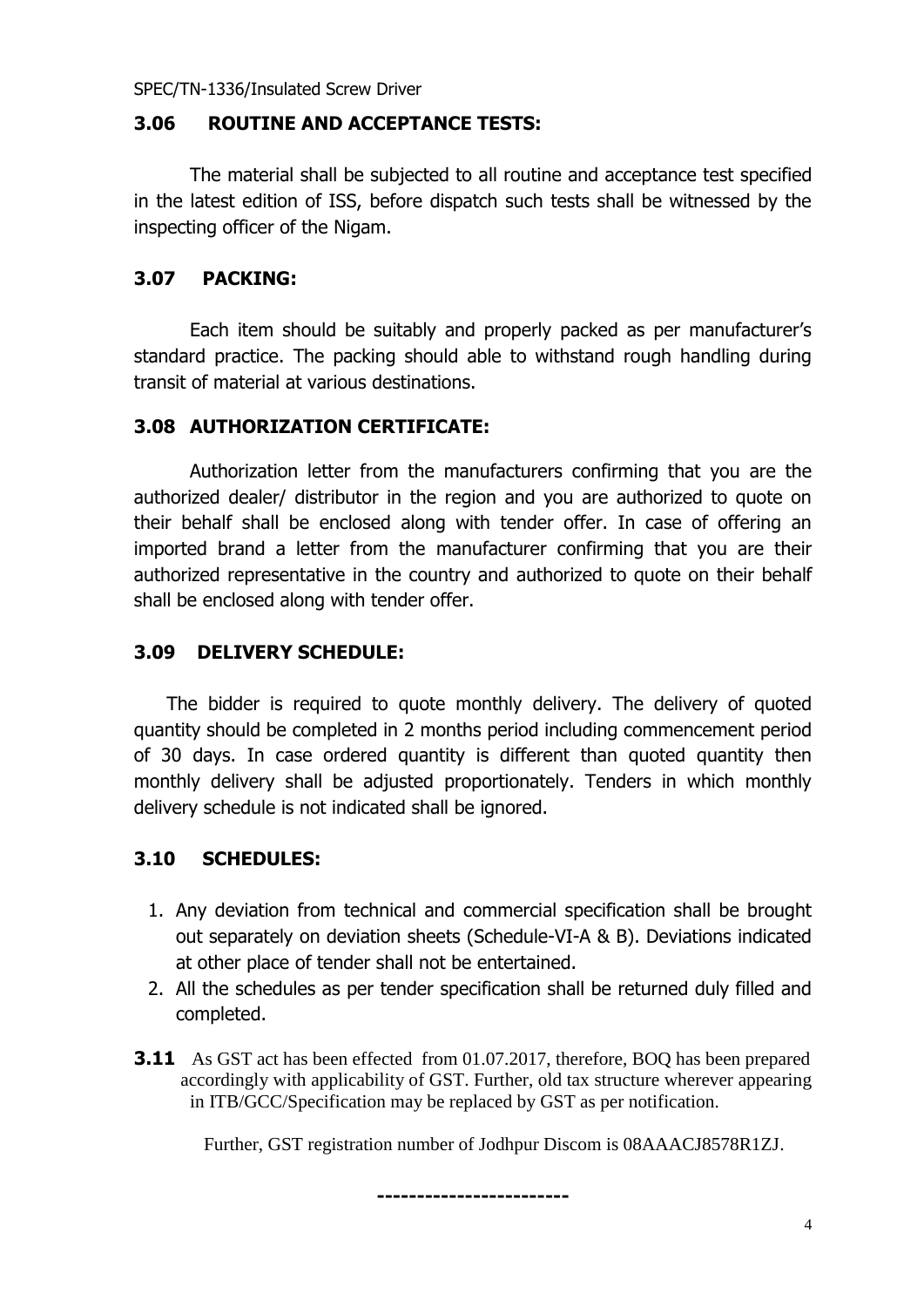### 3.06 ROUTINE AND ACCEPTANCE TESTS:

The material shall be subjected to all routine and acceptance test specified in the latest edition of ISS, before dispatch such tests shall be witnessed by the inspecting officer of the Nigam.

### 3.07 PACKING:

Each item should be suitably and properly packed as per manufacturer's standard practice. The packing should able to withstand rough handling during transit of material at various destinations.

### 3.08 AUTHORIZATION CERTIFICATE:

Authorization letter from the manufacturers confirming that you are the authorized dealer/ distributor in the region and you are authorized to quote on their behalf shall be enclosed along with tender offer. In case of offering an imported brand a letter from the manufacturer confirming that you are their authorized representative in the country and authorized to quote on their behalf shall be enclosed along with tender offer.

### 3.09 DELIVERY SCHEDULE:

The bidder is required to quote monthly delivery. The delivery of quoted quantity should be completed in 2 months period including commencement period of 30 days. In case ordered quantity is different than quoted quantity then monthly delivery shall be adjusted proportionately. Tenders in which monthly delivery schedule is not indicated shall be ignored.

### 3.10 SCHEDULES:

1. Any deviation from technical and commercial specification shall be brought out separately on deviation sheets (Schedule-VI-A & B). Deviations indicated at other place of tender shall not be entertained.
2. All the schedules as per tender specification shall be returned duly filled and completed.

**3.11** As GST act has been effected from 01.07.2017, therefore, BOQ has been prepared accordingly with applicability of GST. Further, old tax structure wherever appearing in ITB/GCC/Specification may be replaced by GST as per notification.

Further, GST registration number of Jodhpur Discom is 08AAACJ8578R1ZJ.

-----------------------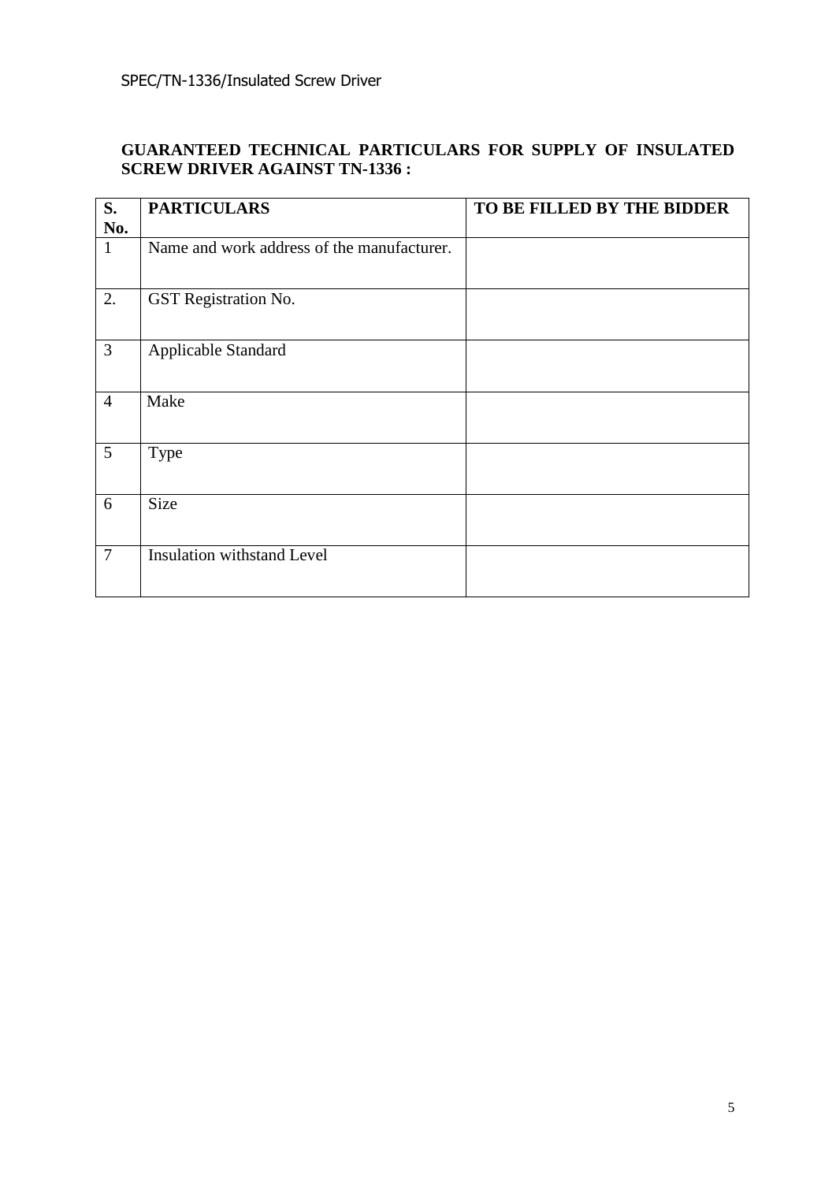**GUARANTEED TECHNICAL PARTICULARS FOR SUPPLY OF INSULATED SCREW DRIVER AGAINST TN-1336 :**

| S. No. | PARTICULARS | TO BE FILLED BY THE BIDDER |
|---|---|---|
| 1 | Name and work address of the manufacturer. | |
| 2. | GST Registration No. | |
| 3 | Applicable Standard | |
| 4 | Make | |
| 5 | Type | |
| 6 | Size | |
| 7 | Insulation withstand Level | |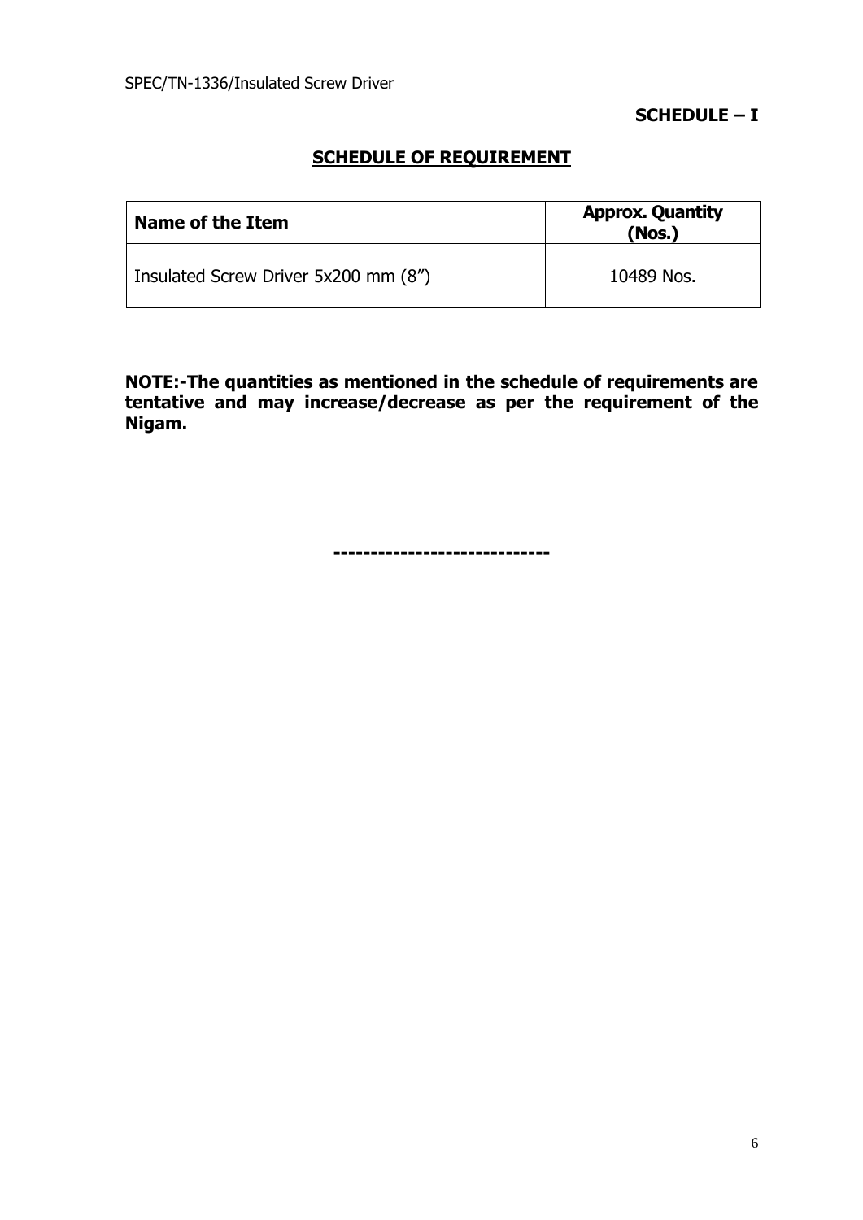**SCHEDULE – I**

## SCHEDULE OF REQUIREMENT

| Name of the Item | Approx. Quantity (Nos.) |
|---|---|
| Insulated Screw Driver 5x200 mm (8") | 10489 Nos. |

**NOTE:-The quantities as mentioned in the schedule of requirements are tentative and may increase/decrease as per the requirement of the Nigam.**

-----------------------------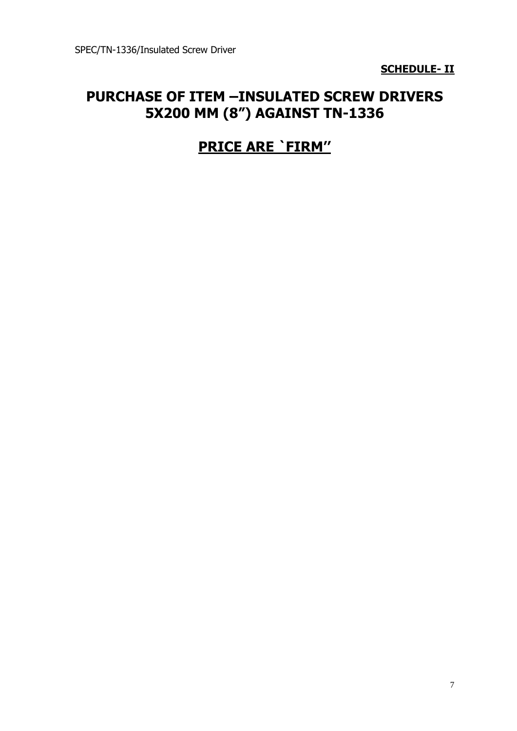**SCHEDULE- II**

# PURCHASE OF ITEM –INSULATED SCREW DRIVERS 5X200 MM (8") AGAINST TN-1336

## PRICE ARE `FIRM''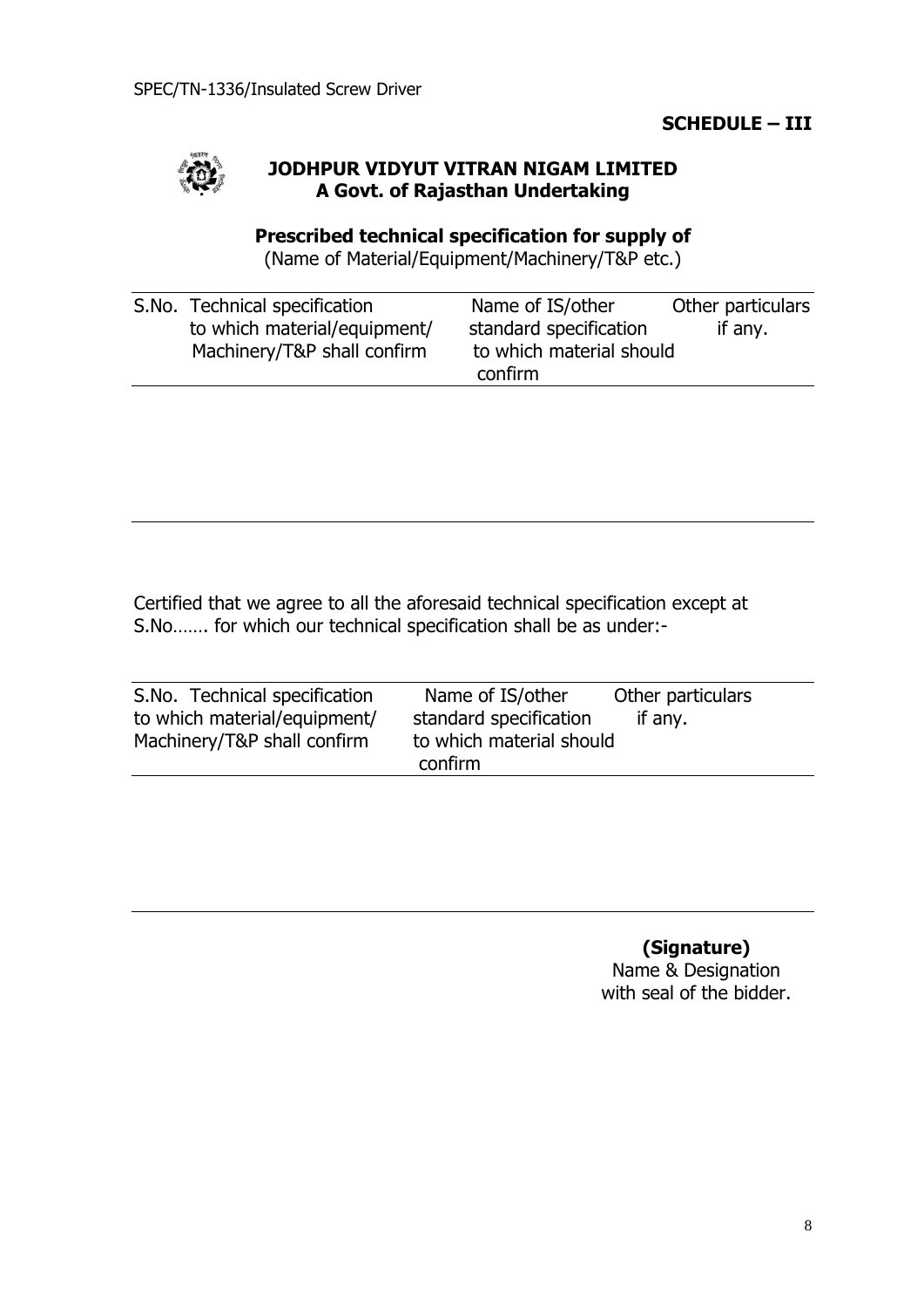SPEC/TN-1336/Insulated Screw Driver

**SCHEDULE – III**

**JODHPUR VIDYUT VITRAN NIGAM LIMITED**
**A Govt. of Rajasthan Undertaking**

**Prescribed technical specification for supply of**
(Name of Material/Equipment/Machinery/T&P etc.)

| S.No. | Technical specification to which material/equipment/ Machinery/T&P shall confirm | Name of IS/other standard specification to which material should confirm | Other particulars if any. |
|---|---|---|---|
| | | | |

Certified that we agree to all the aforesaid technical specification except at S.No……. for which our technical specification shall be as under:-

| S.No. | Technical specification to which material/equipment/ Machinery/T&P shall confirm | Name of IS/other standard specification to which material should confirm | Other particulars if any. |
|---|---|---|---|
| | | | |

**(Signature)**
Name & Designation
with seal of the bidder.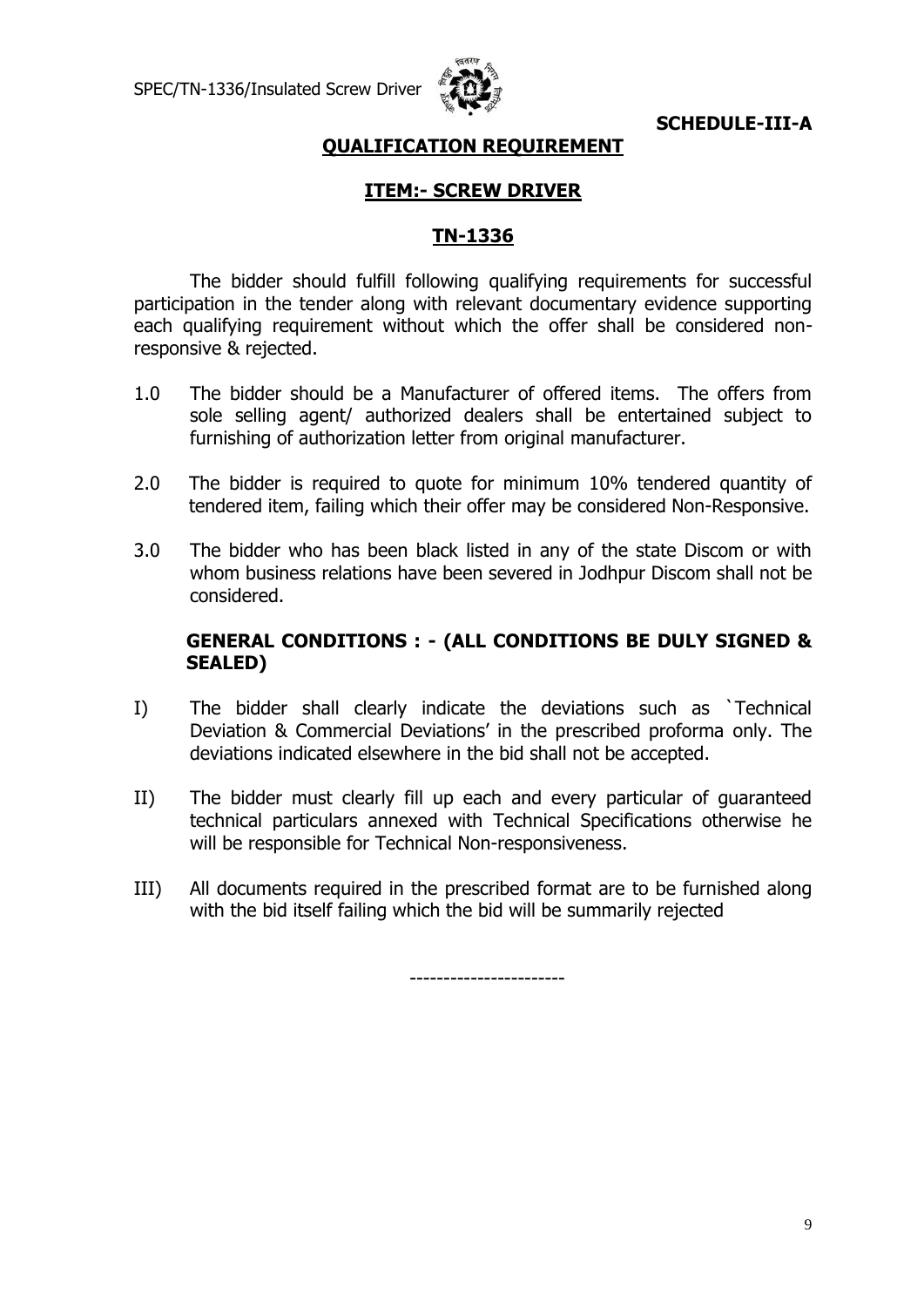**SCHEDULE-III-A**

## QUALIFICATION REQUIREMENT

## ITEM:- SCREW DRIVER

## TN-1336

The bidder should fulfill following qualifying requirements for successful participation in the tender along with relevant documentary evidence supporting each qualifying requirement without which the offer shall be considered non-responsive & rejected.

1.0 The bidder should be a Manufacturer of offered items. The offers from sole selling agent/ authorized dealers shall be entertained subject to furnishing of authorization letter from original manufacturer.

2.0 The bidder is required to quote for minimum 10% tendered quantity of tendered item, failing which their offer may be considered Non-Responsive.

3.0 The bidder who has been black listed in any of the state Discom or with whom business relations have been severed in Jodhpur Discom shall not be considered.

**GENERAL CONDITIONS : - (ALL CONDITIONS BE DULY SIGNED & SEALED)**

I) The bidder shall clearly indicate the deviations such as `Technical Deviation & Commercial Deviations' in the prescribed proforma only. The deviations indicated elsewhere in the bid shall not be accepted.

II) The bidder must clearly fill up each and every particular of guaranteed technical particulars annexed with Technical Specifications otherwise he will be responsible for Technical Non-responsiveness.

III) All documents required in the prescribed format are to be furnished along with the bid itself failing which the bid will be summarily rejected

----------------------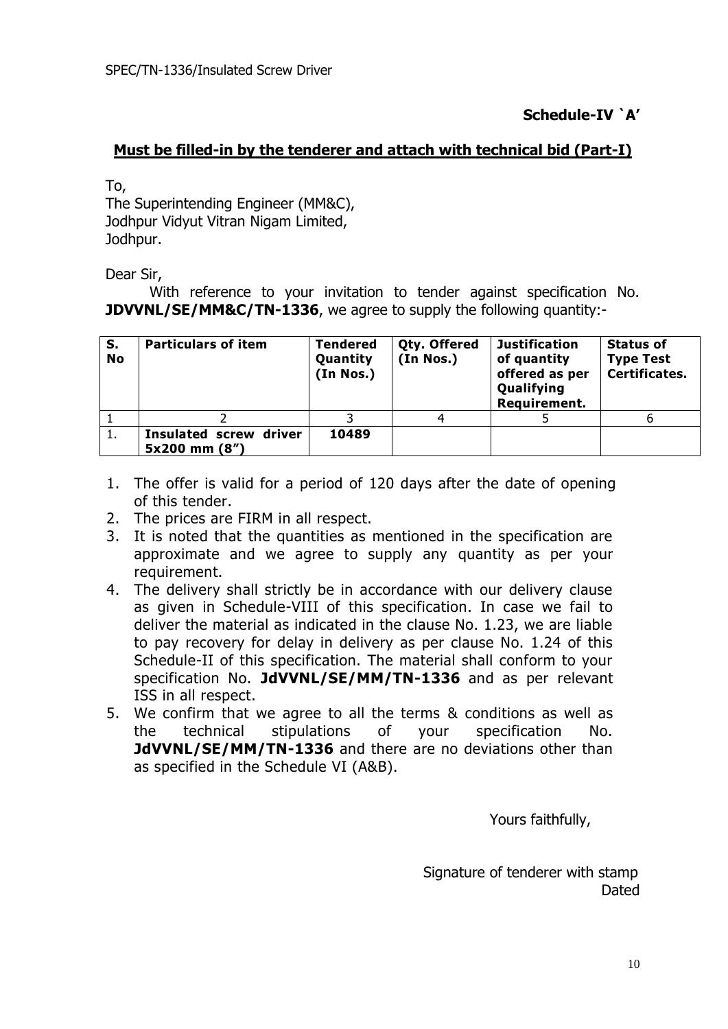SPEC/TN-1336/Insulated Screw Driver

**Schedule-IV `A'**

**Must be filled-in by the tenderer and attach with technical bid (Part-I)**

To,
The Superintending Engineer (MM&C),
Jodhpur Vidyut Vitran Nigam Limited,
Jodhpur.

Dear Sir,

With reference to your invitation to tender against specification No. **JDVVNL/SE/MM&C/TN-1336**, we agree to supply the following quantity:-

| S. No | Particulars of item | Tendered Quantity (In Nos.) | Qty. Offered (In Nos.) | Justification of quantity offered as per Qualifying Requirement. | Status of Type Test Certificates. |
|---|---|---|---|---|---|
| 1 | 2 | 3 | 4 | 5 | 6 |
| 1. | **Insulated screw driver 5x200 mm (8")** | **10489** | | | |

1. The offer is valid for a period of 120 days after the date of opening of this tender.
2. The prices are FIRM in all respect.
3. It is noted that the quantities as mentioned in the specification are approximate and we agree to supply any quantity as per your requirement.
4. The delivery shall strictly be in accordance with our delivery clause as given in Schedule-VIII of this specification. In case we fail to deliver the material as indicated in the clause No. 1.23, we are liable to pay recovery for delay in delivery as per clause No. 1.24 of this Schedule-II of this specification. The material shall conform to your specification No. **JdVVNL/SE/MM/TN-1336** and as per relevant ISS in all respect.
5. We confirm that we agree to all the terms & conditions as well as the technical stipulations of your specification No. **JdVVNL/SE/MM/TN-1336** and there are no deviations other than as specified in the Schedule VI (A&B).

Yours faithfully,

Signature of tenderer with stamp
Dated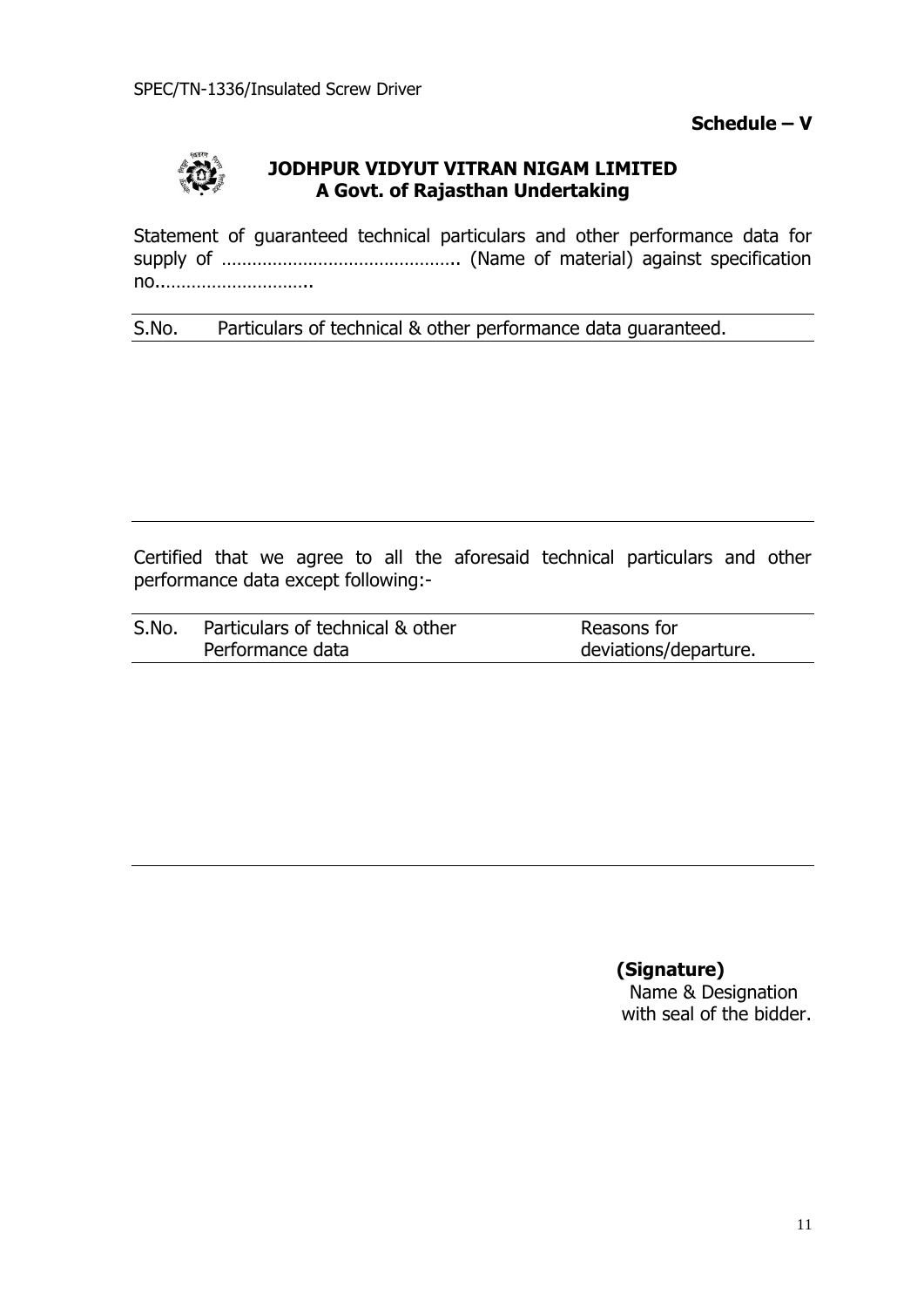**Schedule – V**

**JODHPUR VIDYUT VITRAN NIGAM LIMITED**
**A Govt. of Rajasthan Undertaking**

Statement of guaranteed technical particulars and other performance data for supply of ……………………………………….. (Name of material) against specification no..………………………..

| S.No. | Particulars of technical & other performance data guaranteed. |
|---|---|
| | |

Certified that we agree to all the aforesaid technical particulars and other performance data except following:-

| S.No. | Particulars of technical & other Performance data | Reasons for deviations/departure. |
|---|---|---|
| | | |

**(Signature)**
Name & Designation
with seal of the bidder.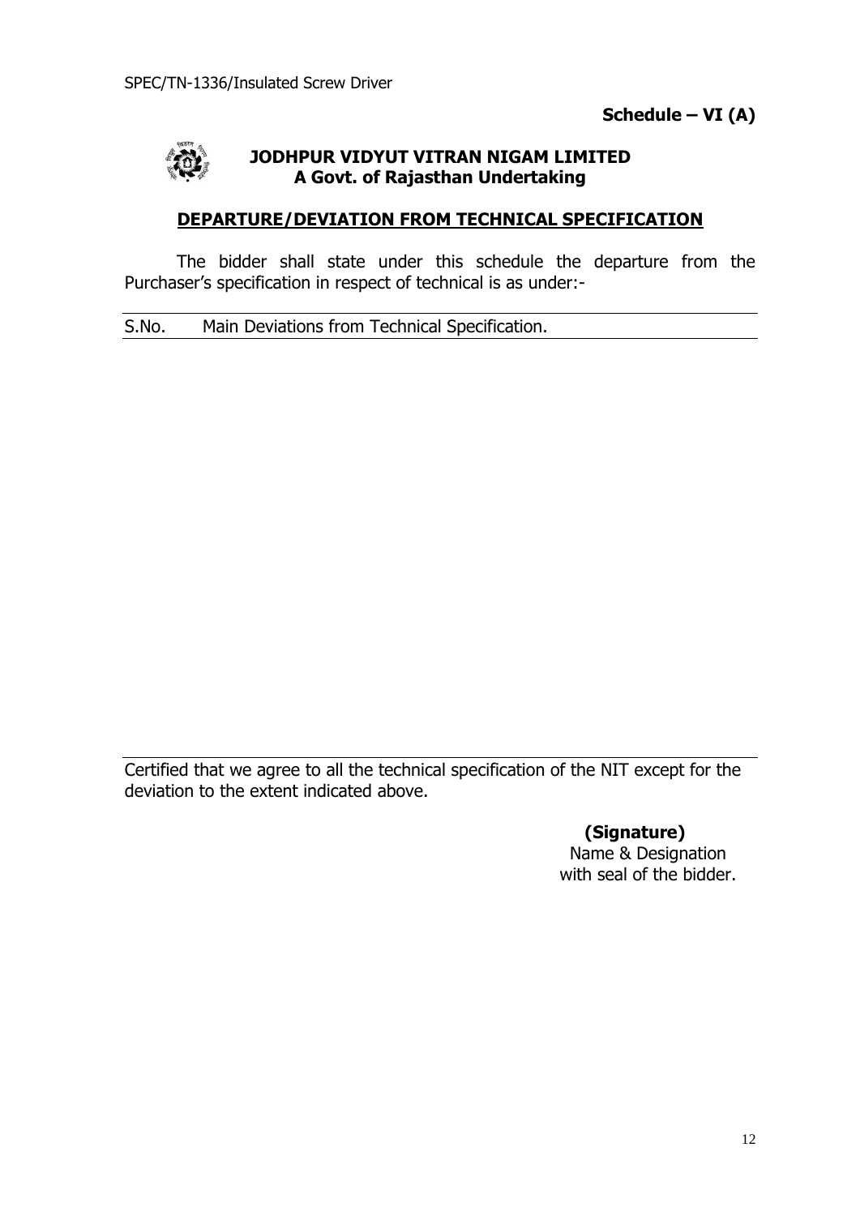**Schedule – VI (A)**

**JODHPUR VIDYUT VITRAN NIGAM LIMITED**
**A Govt. of Rajasthan Undertaking**

## DEPARTURE/DEVIATION FROM TECHNICAL SPECIFICATION

The bidder shall state under this schedule the departure from the Purchaser's specification in respect of technical is as under:-

| S.No. | Main Deviations from Technical Specification. |
|---|---|
| | |

Certified that we agree to all the technical specification of the NIT except for the deviation to the extent indicated above.

**(Signature)**
Name & Designation
with seal of the bidder.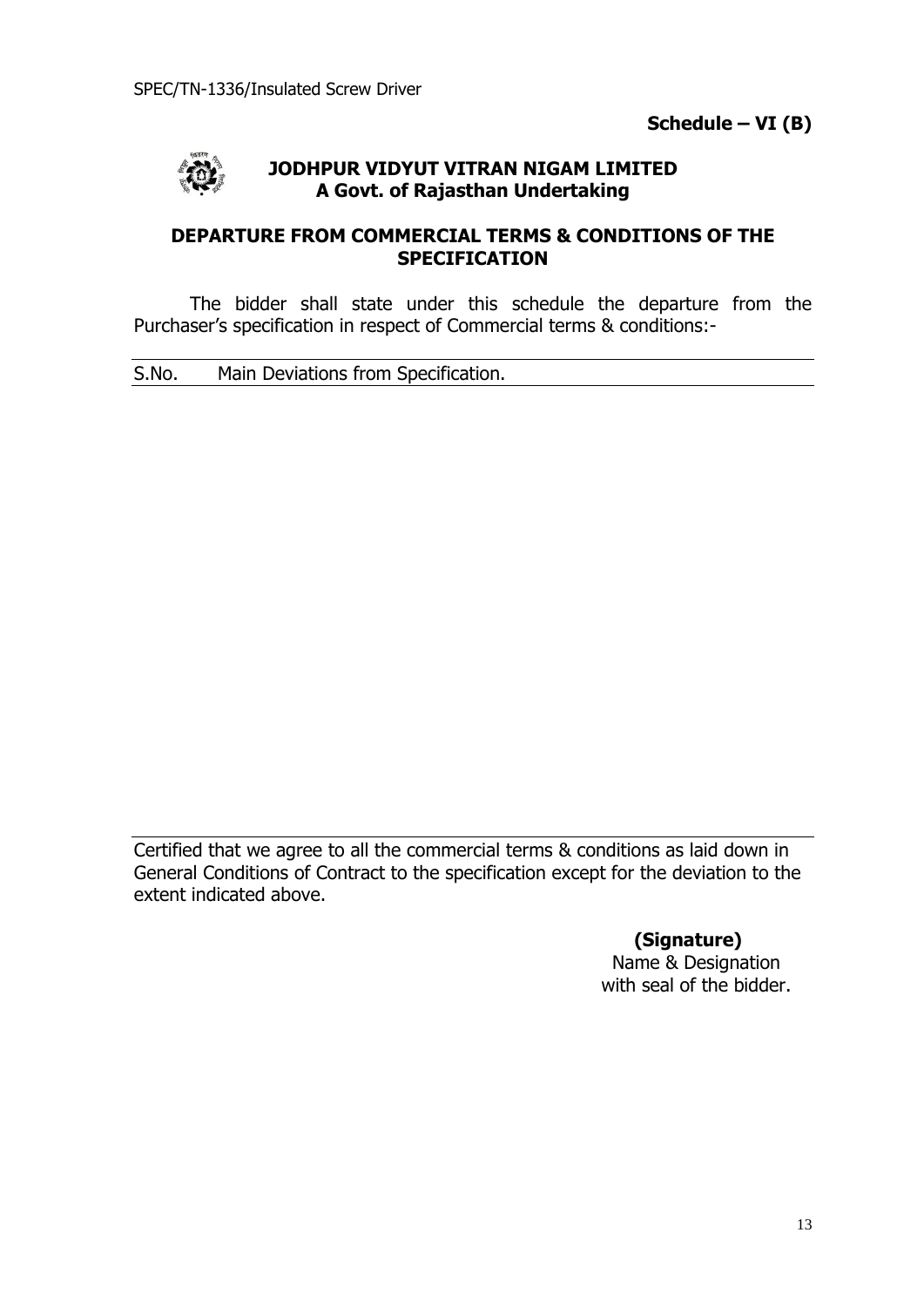**Schedule – VI (B)**

**JODHPUR VIDYUT VITRAN NIGAM LIMITED**
**A Govt. of Rajasthan Undertaking**

## DEPARTURE FROM COMMERCIAL TERMS & CONDITIONS OF THE SPECIFICATION

The bidder shall state under this schedule the departure from the Purchaser's specification in respect of Commercial terms & conditions:-

| S.No. | Main Deviations from Specification. |
| --- | --- |
| | |

Certified that we agree to all the commercial terms & conditions as laid down in General Conditions of Contract to the specification except for the deviation to the extent indicated above.

**(Signature)**
Name & Designation
with seal of the bidder.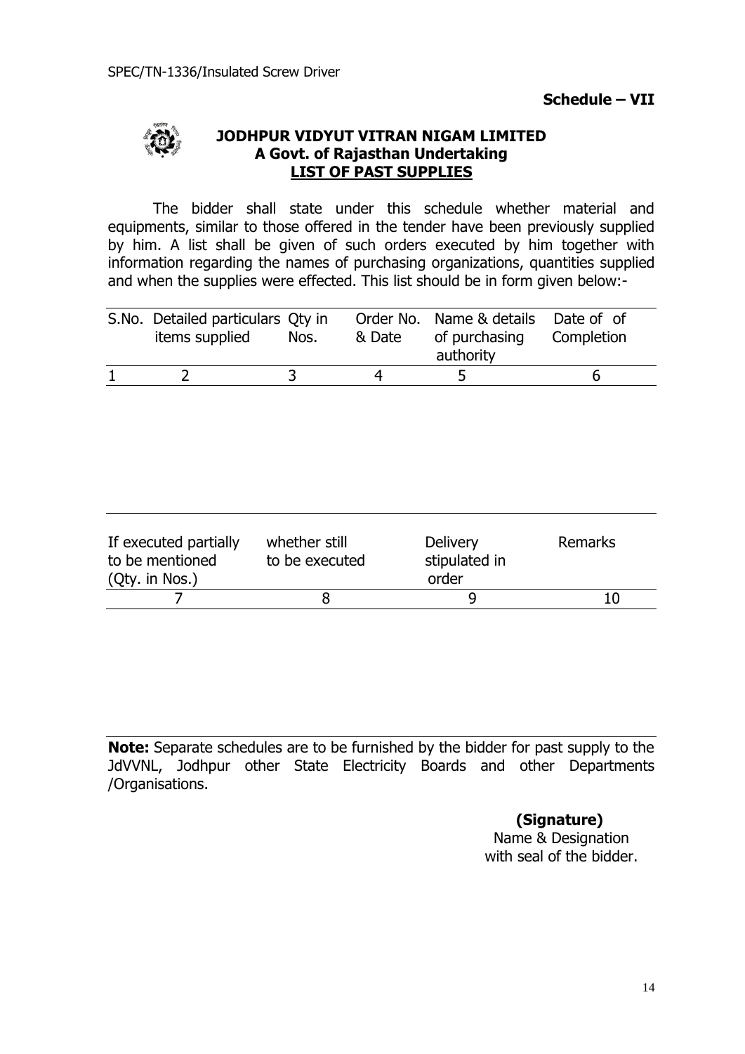SPEC/TN-1336/Insulated Screw Driver

**Schedule – VII**

**JODHPUR VIDYUT VITRAN NIGAM LIMITED**
**A Govt. of Rajasthan Undertaking**
**LIST OF PAST SUPPLIES**

The bidder shall state under this schedule whether material and equipments, similar to those offered in the tender have been previously supplied by him. A list shall be given of such orders executed by him together with information regarding the names of purchasing organizations, quantities supplied and when the supplies were effected. This list should be in form given below:-

| S.No. | Detailed particulars items supplied | Qty in Nos. | Order No. & Date | Name & details of purchasing authority | Date of of Completion |
|---|---|---|---|---|---|
| 1 | 2 | 3 | 4 | 5 | 6 |

| If executed partially to be mentioned (Qty. in Nos.) | whether still to be executed | Delivery stipulated in order | Remarks |
|---|---|---|---|
| 7 | 8 | 9 | 10 |

**Note:** Separate schedules are to be furnished by the bidder for past supply to the JdVVNL, Jodhpur other State Electricity Boards and other Departments /Organisations.

**(Signature)**
Name & Designation
with seal of the bidder.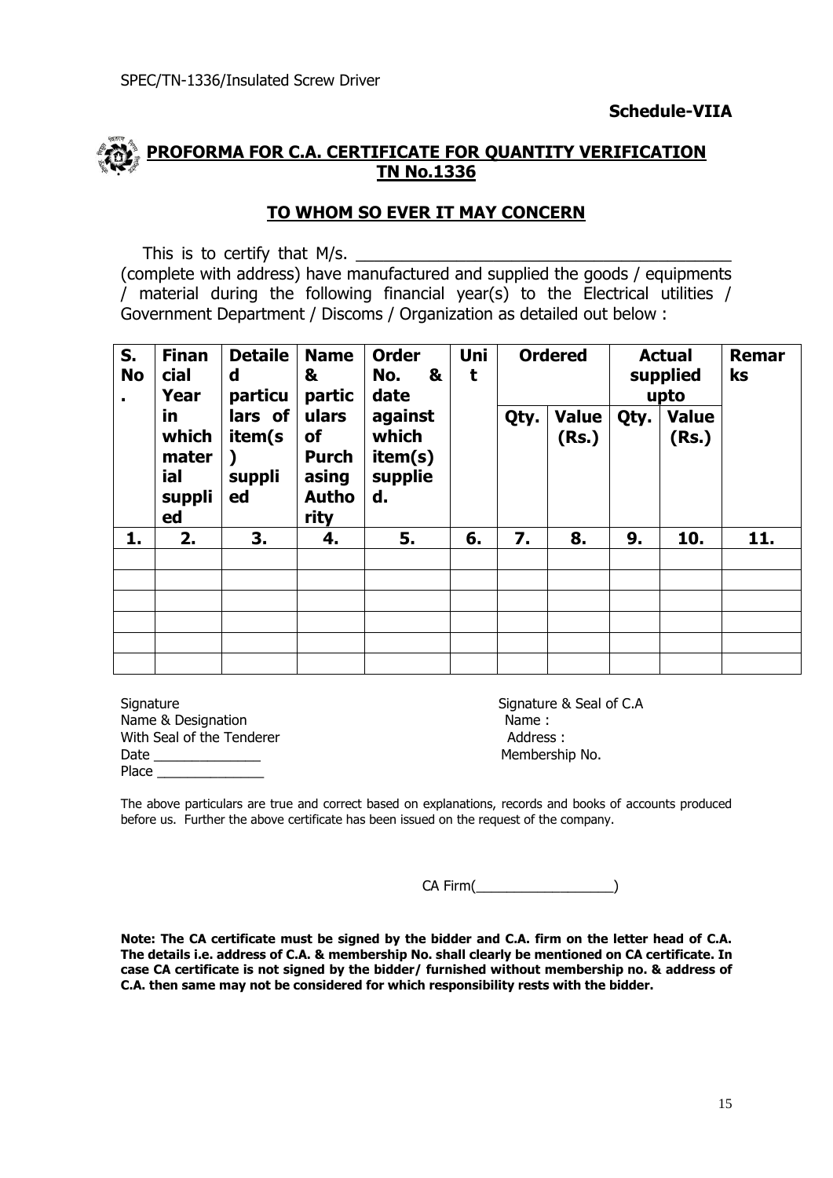**Schedule-VIIA**

## PROFORMA FOR C.A. CERTIFICATE FOR QUANTITY VERIFICATION TN No.1336

### TO WHOM SO EVER IT MAY CONCERN

This is to certify that M/s. ________________________________________ (complete with address) have manufactured and supplied the goods / equipments / material during the following financial year(s) to the Electrical utilities / Government Department / Discoms / Organization as detailed out below :

| S. No. | Financial Year in which material supplied | Detailed particulars of item(s) supplied | Name & particulars of Purchasing Authority | Order No. & date against which item(s) supplied. | Unit | Ordered | | Actual supplied upto | | Remarks |
|---|---|---|---|---|---|---|---|---|---|---|
| | | | | | | Qty. | Value (Rs.) | Qty. | Value (Rs.) | |
| 1. | 2. | 3. | 4. | 5. | 6. | 7. | 8. | 9. | 10. | 11. |
| | | | | | | | | | | |
| | | | | | | | | | | |
| | | | | | | | | | | |
| | | | | | | | | | | |
| | | | | | | | | | | |
| | | | | | | | | | | |

Signature
Name & Designation
With Seal of the Tenderer
Date ______________
Place ______________

Signature & Seal of C.A
Name :
Address :
Membership No.

The above particulars are true and correct based on explanations, records and books of accounts produced before us. Further the above certificate has been issued on the request of the company.

CA Firm(__________________)

**Note: The CA certificate must be signed by the bidder and C.A. firm on the letter head of C.A. The details i.e. address of C.A. & membership No. shall clearly be mentioned on CA certificate. In case CA certificate is not signed by the bidder/ furnished without membership no. & address of C.A. then same may not be considered for which responsibility rests with the bidder.**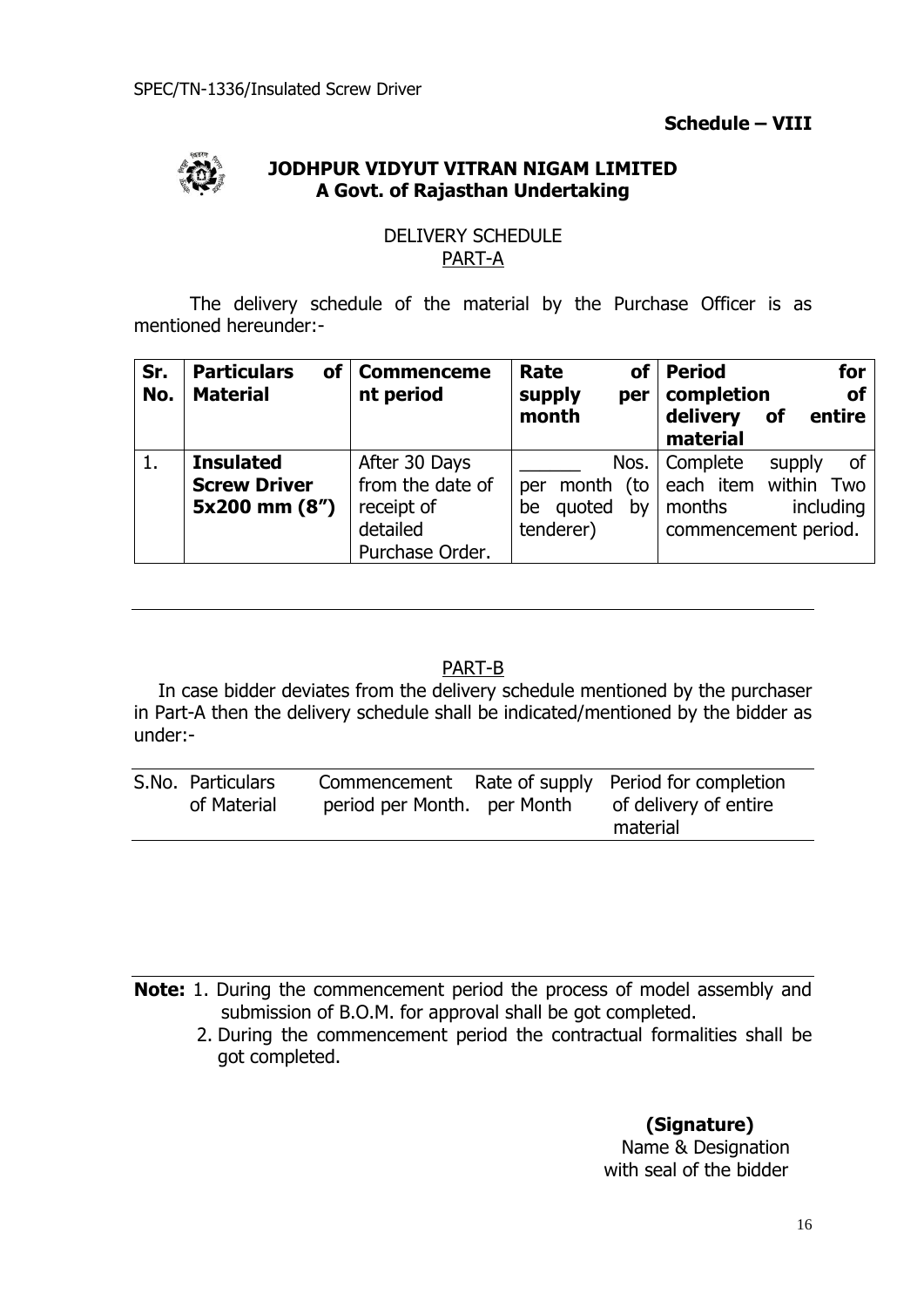SPEC/TN-1336/Insulated Screw Driver

**Schedule – VIII**

**JODHPUR VIDYUT VITRAN NIGAM LIMITED**
**A Govt. of Rajasthan Undertaking**

DELIVERY SCHEDULE
PART-A

The delivery schedule of the material by the Purchase Officer is as mentioned hereunder:-

| Sr. No. | Particulars of Material | Commencement period | Rate of supply per month | Period for completion of delivery of entire material |
|---|---|---|---|---|
| 1. | **Insulated Screw Driver 5x200 mm (8")** | After 30 Days from the date of receipt of detailed Purchase Order. | ______ Nos. per month (to be quoted by tenderer) | Complete supply of each item within Two months including commencement period. |

---

PART-B

In case bidder deviates from the delivery schedule mentioned by the purchaser in Part-A then the delivery schedule shall be indicated/mentioned by the bidder as under:-

| S.No. | Particulars of Material | Commencement period per Month. | Rate of supply per Month | Period for completion of delivery of entire material |
|---|---|---|---|---|

**Note:** 1. During the commencement period the process of model assembly and submission of B.O.M. for approval shall be got completed.

2. During the commencement period the contractual formalities shall be got completed.

**(Signature)**
Name & Designation
with seal of the bidder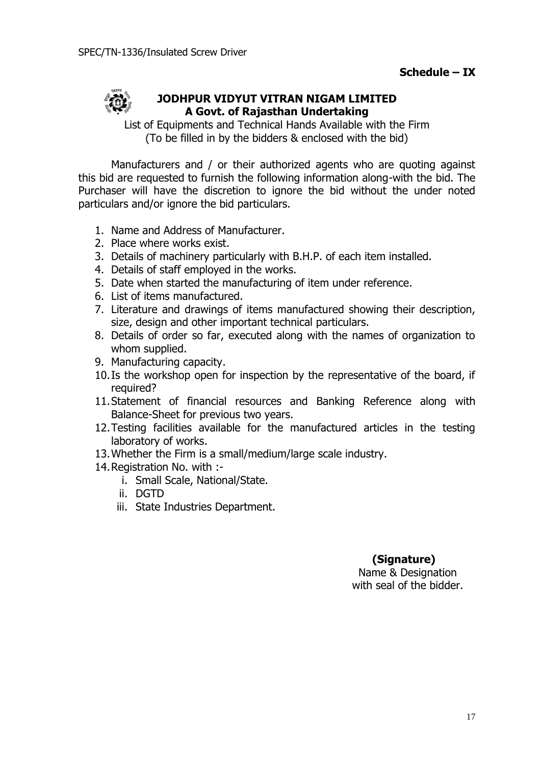**Schedule – IX**

# JODHPUR VIDYUT VITRAN NIGAM LIMITED
## A Govt. of Rajasthan Undertaking

List of Equipments and Technical Hands Available with the Firm
(To be filled in by the bidders & enclosed with the bid)

Manufacturers and / or their authorized agents who are quoting against this bid are requested to furnish the following information along-with the bid. The Purchaser will have the discretion to ignore the bid without the under noted particulars and/or ignore the bid particulars.

1. Name and Address of Manufacturer.
2. Place where works exist.
3. Details of machinery particularly with B.H.P. of each item installed.
4. Details of staff employed in the works.
5. Date when started the manufacturing of item under reference.
6. List of items manufactured.
7. Literature and drawings of items manufactured showing their description, size, design and other important technical particulars.
8. Details of order so far, executed along with the names of organization to whom supplied.
9. Manufacturing capacity.
10. Is the workshop open for inspection by the representative of the board, if required?
11. Statement of financial resources and Banking Reference along with Balance-Sheet for previous two years.
12. Testing facilities available for the manufactured articles in the testing laboratory of works.
13. Whether the Firm is a small/medium/large scale industry.
14. Registration No. with :-
    i. Small Scale, National/State.
    ii. DGTD
    iii. State Industries Department.

**(Signature)**
Name & Designation
with seal of the bidder.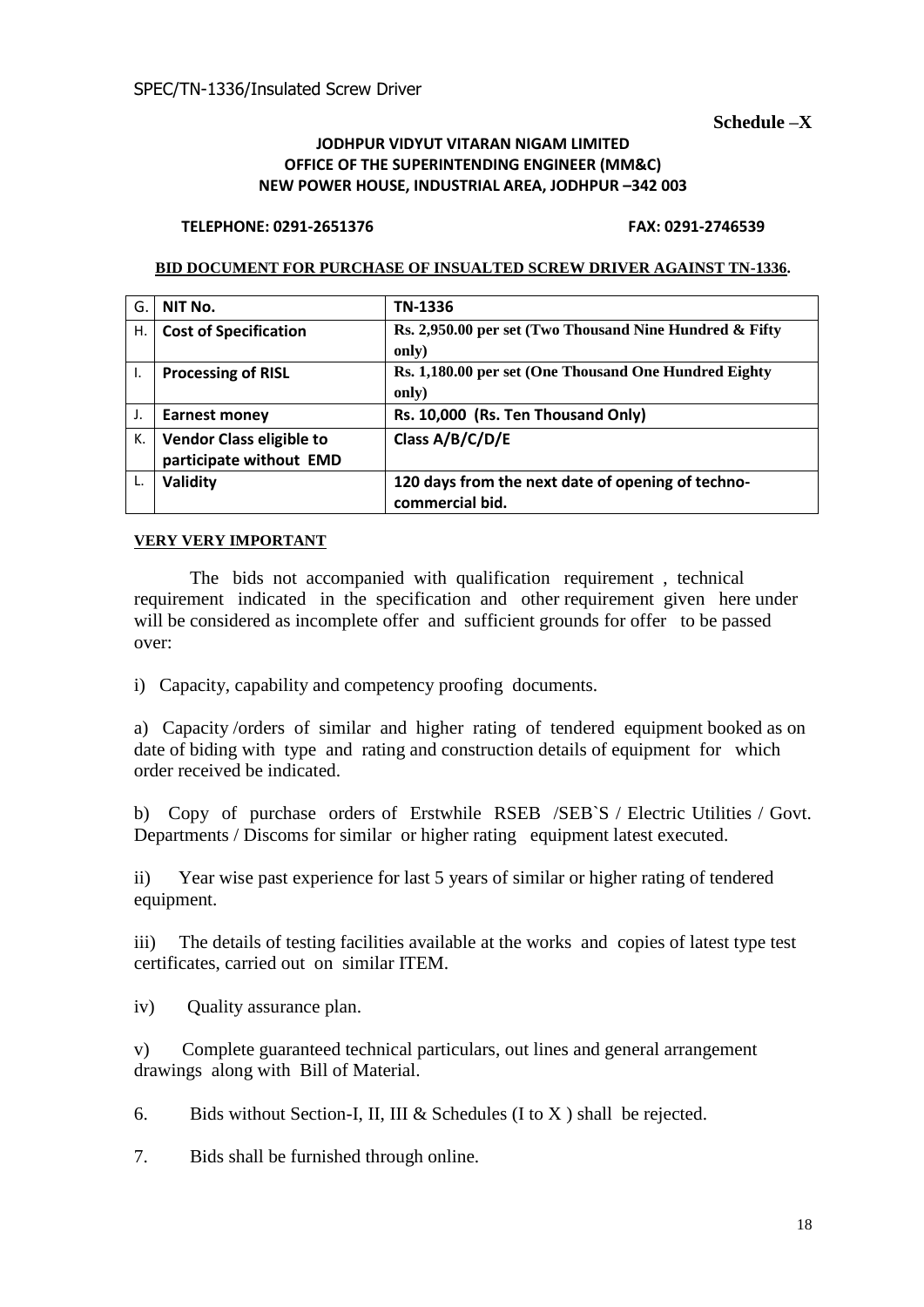SPEC/TN-1336/Insulated Screw Driver

**Schedule –X**

**JODHPUR VIDYUT VITARAN NIGAM LIMITED**
**OFFICE OF THE SUPERINTENDING ENGINEER (MM&C)**
**NEW POWER HOUSE, INDUSTRIAL AREA, JODHPUR –342 003**

**TELEPHONE: 0291-2651376** **FAX: 0291-2746539**

**BID DOCUMENT FOR PURCHASE OF INSUALTED SCREW DRIVER AGAINST TN-1336.**

| G. | NIT No. | TN-1336 |
|---|---|---|
| H. | Cost of Specification | Rs. 2,950.00 per set (Two Thousand Nine Hundred & Fifty only) |
| I. | Processing of RISL | Rs. 1,180.00 per set (One Thousand One Hundred Eighty only) |
| J. | Earnest money | Rs. 10,000 (Rs. Ten Thousand Only) |
| K. | Vendor Class eligible to participate without EMD | Class A/B/C/D/E |
| L. | Validity | 120 days from the next date of opening of techno-commercial bid. |

**VERY VERY IMPORTANT**

The bids not accompanied with qualification requirement , technical requirement indicated in the specification and other requirement given here under will be considered as incomplete offer and sufficient grounds for offer to be passed over:

i) Capacity, capability and competency proofing documents.

a) Capacity /orders of similar and higher rating of tendered equipment booked as on date of biding with type and rating and construction details of equipment for which order received be indicated.

b) Copy of purchase orders of Erstwhile RSEB /SEB`S / Electric Utilities / Govt. Departments / Discoms for similar or higher rating equipment latest executed.

ii) Year wise past experience for last 5 years of similar or higher rating of tendered equipment.

iii) The details of testing facilities available at the works and copies of latest type test certificates, carried out on similar ITEM.

iv) Quality assurance plan.

v) Complete guaranteed technical particulars, out lines and general arrangement drawings along with Bill of Material.

6. Bids without Section-I, II, III & Schedules (I to X ) shall be rejected.

7. Bids shall be furnished through online.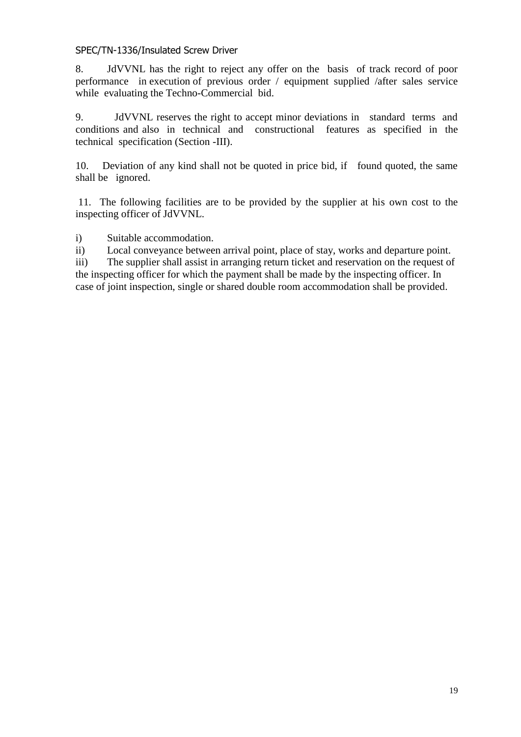8. JdVVNL has the right to reject any offer on the basis of track record of poor performance in execution of previous order / equipment supplied /after sales service while evaluating the Techno-Commercial bid.

9. JdVVNL reserves the right to accept minor deviations in standard terms and conditions and also in technical and constructional features as specified in the technical specification (Section -III).

10. Deviation of any kind shall not be quoted in price bid, if found quoted, the same shall be ignored.

11. The following facilities are to be provided by the supplier at his own cost to the inspecting officer of JdVVNL.

i) Suitable accommodation.

ii) Local conveyance between arrival point, place of stay, works and departure point.

iii) The supplier shall assist in arranging return ticket and reservation on the request of the inspecting officer for which the payment shall be made by the inspecting officer. In case of joint inspection, single or shared double room accommodation shall be provided.